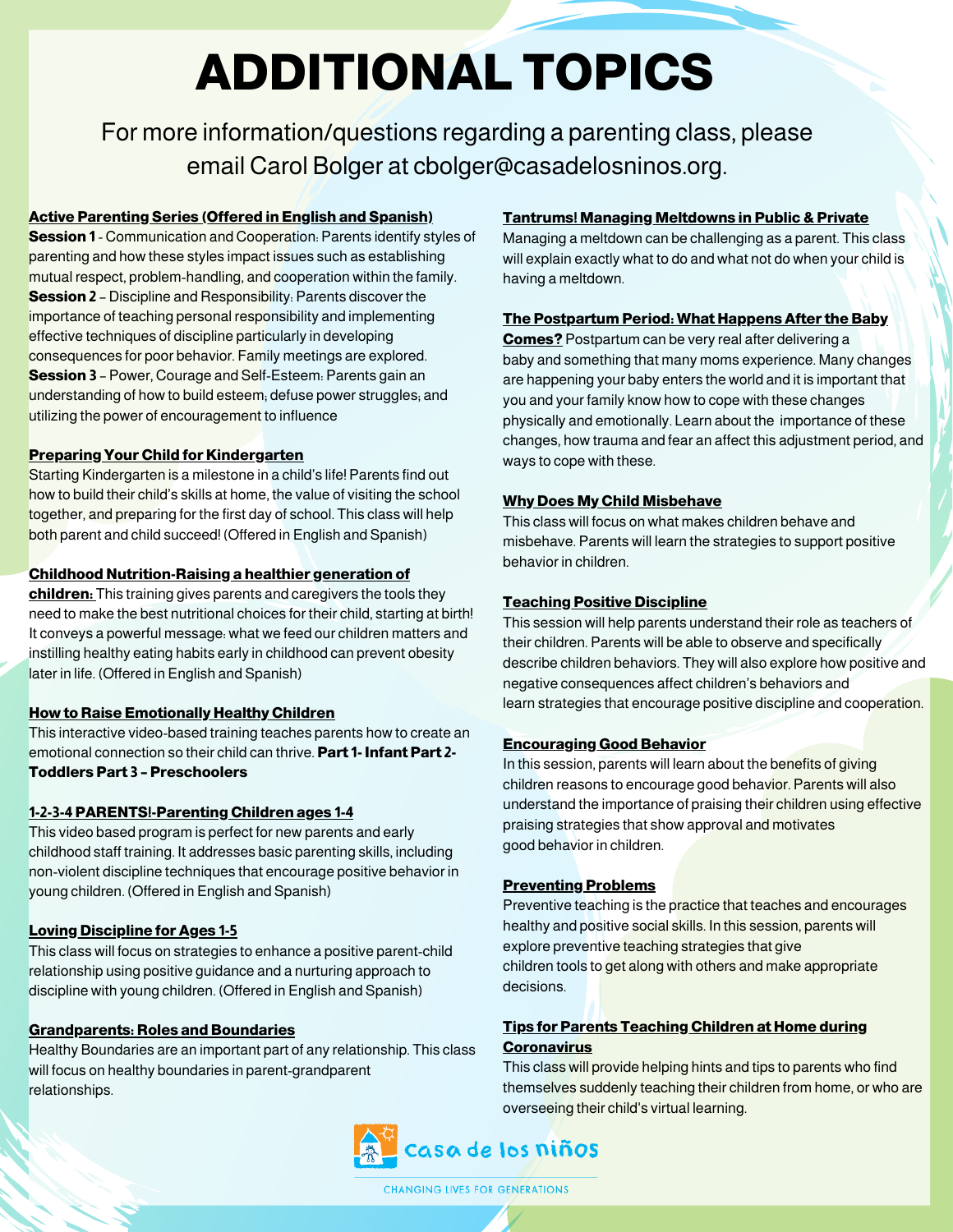# ADDITIONAL TOPICS

For more information/questions regarding a parenting class, please email Carol Bolger at cbolger@casadelosninos.org.

**Active Parenting Series (Offered in English and Spanish)**

**Session 1** - Communication and Cooperation: Parents identify styles of parenting and how these styles impact issues such as establishing mutual respect, problem-handling, and cooperation within the family.

**Session 2** – Discipline and Responsibility: Parents discover the importance of teaching personal responsibility and implementing effective techniques of discipline particularly in developing consequences for poor behavior. Family meetings are explored.

**Session 3** – Power, Courage and Self-Esteem: Parents gain an understanding of how to build esteem; defuse power struggles; and utilizing the power of encouragement to influence

**Preparing Your Child for Kindergarten**

Starting Kindergarten is a milestone in a child's life! Parents find out how to build their child's skills at home, the value of visiting the school together, and preparing for the first day of school. This class will help both parent and child succeed! (Offered in English and Spanish)

**Childhood Nutrition-Raising a healthier generation of children:** This training gives parents and caregivers the tools they need to make the best nutritional choices for their child, starting at birth! It conveys a powerful message: what we feed our children matters and instilling healthy eating habits early in childhood can prevent obesity later in life. (Offered in English and Spanish)

**How to Raise Emotionally Healthy Children**

This interactive video-based training teaches parents how to create an emotional connection so their child can thrive. **Part 1- Infant Part 2- Toddlers Part 3 – Preschoolers**

**1-2-3-4 PARENTS!-Parenting Children ages 1-4**

This video based program is perfect for new parents and early childhood staff training. It addresses basic parenting skills, including non-violent discipline techniques that encourage positive behavior in young children. (Offered in English and Spanish)

**Loving Discipline for Ages 1-5**

This class will focus on strategies to enhance a positive parent-child relationship using positive guidance and a nurturing approach to discipline with young children. (Offered in English and Spanish)

**Grandparents: Roles and Boundaries**

Healthy Boundaries are an important part of any relationship. This class will focus on healthy boundaries in parent-grandparent relationships.

**Tantrums! Managing Meltdowns in Public & Private**

Managing a meltdown can be challenging as a parent. This class will explain exactly what to do and what not do when your child is having a meltdown.

**The Postpartum Period: What Happens After the Baby Comes?** Postpartum can be very real after delivering a baby and something that many moms experience. Many changes are happening your baby enters the world and it is important that you and your family know how to cope with these changes physically and emotionally. Learn about the importance of these changes, how trauma and fear an affect this adjustment period, and ways to cope with these.

**Why Does My Child Misbehave**

This class will focus on what makes children behave and misbehave. Parents will learn the strategies to support positive behavior in children.

**Teaching Positive Discipline**

This session will help parents understand their role as teachers of their children. Parents will be able to observe and specifically describe children behaviors. They will also explore how positive and negative consequences affect children's behaviors and learn strategies that encourage positive discipline and cooperation.

**Encouraging Good Behavior**

In this session, parents will learn about the benefits of giving children reasons to encourage good behavior. Parents will also understand the importance of praising their children using effective praising strategies that show approval and motivates good behavior in children.

**Preventing Problems**

Preventive teaching is the practice that teaches and encourages healthy and positive social skills. In this session, parents will explore preventive teaching strategies that give children tools to get along with others and make appropriate decisions.

**Tips for Parents Teaching Children at Home during Coronavirus**

This class will provide helping hints and tips to parents who find themselves suddenly teaching their children from home, or who are overseeing their child's virtual learning.

casa de los niños

CHANGING LIVES FOR GENERATIONS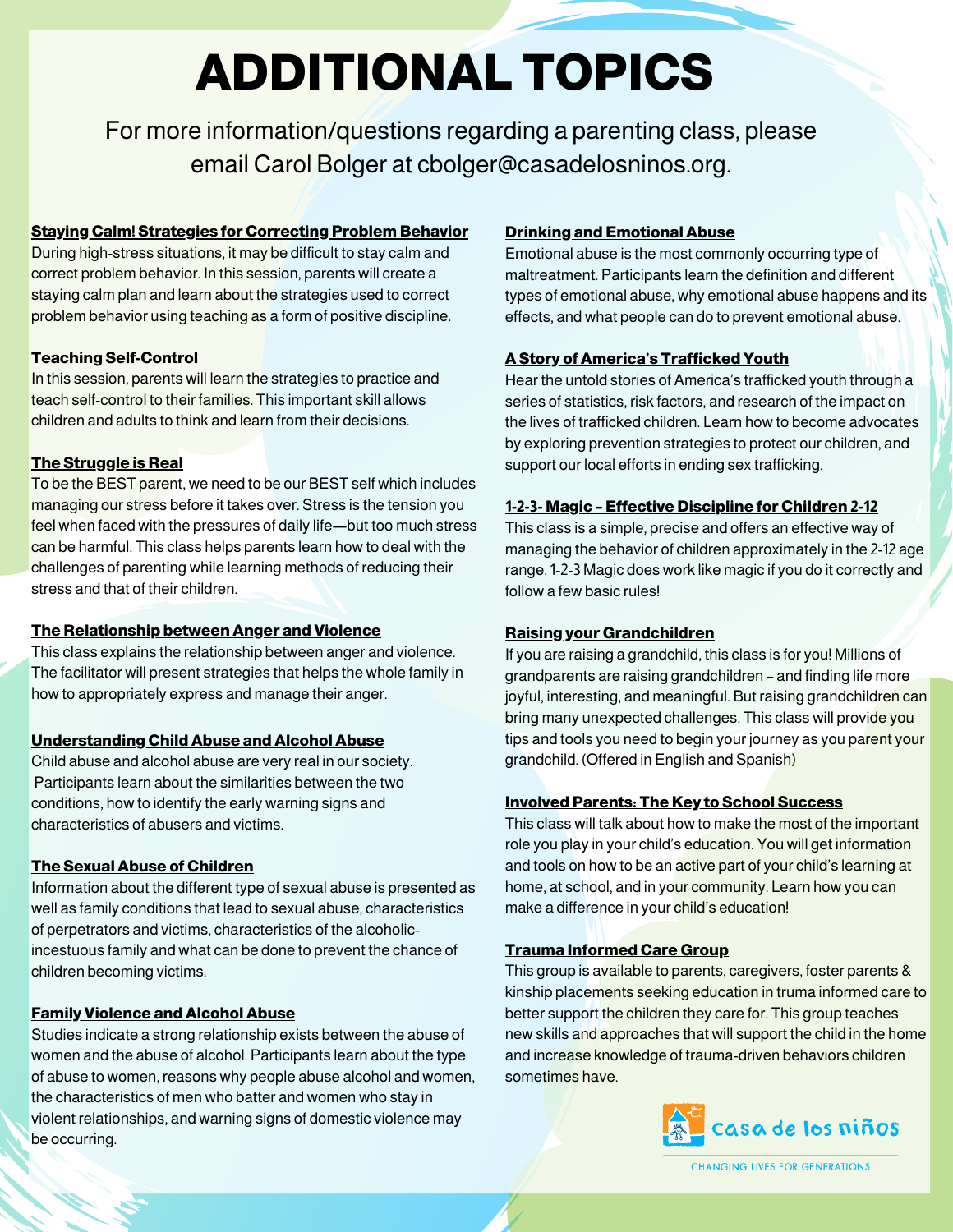# ADDITIONAL TOPICS

For more information/questions regarding a parenting class, please email Carol Bolger at cbolger@casadelosninos.org.

**Staying Calm! Strategies for Correcting Problem Behavior**

During high-stress situations, it may be difficult to stay calm and correct problem behavior. In this session, parents will create a staying calm plan and learn about the strategies used to correct problem behavior using teaching as a form of positive discipline.

**Teaching Self-Control**

In this session, parents will learn the strategies to practice and teach self-control to their families. This important skill allows children and adults to think and learn from their decisions.

**The Struggle is Real**

To be the BEST parent, we need to be our BEST self which includes managing our stress before it takes over. Stress is the tension you feel when faced with the pressures of daily life—but too much stress can be harmful. This class helps parents learn how to deal with the challenges of parenting while learning methods of reducing their stress and that of their children.

**The Relationship between Anger and Violence**

This class explains the relationship between anger and violence. The facilitator will present strategies that helps the whole family in how to appropriately express and manage their anger.

**Understanding Child Abuse and Alcohol Abuse**

Child abuse and alcohol abuse are very real in our society. Participants learn about the similarities between the two conditions, how to identify the early warning signs and characteristics of abusers and victims.

**The Sexual Abuse of Children**

Information about the different type of sexual abuse is presented as well as family conditions that lead to sexual abuse, characteristics of perpetrators and victims, characteristics of the alcoholic-incestuous family and what can be done to prevent the chance of children becoming victims.

**Family Violence and Alcohol Abuse**

Studies indicate a strong relationship exists between the abuse of women and the abuse of alcohol. Participants learn about the type of abuse to women, reasons why people abuse alcohol and women, the characteristics of men who batter and women who stay in violent relationships, and warning signs of domestic violence may be occurring.

**Drinking and Emotional Abuse**

Emotional abuse is the most commonly occurring type of maltreatment. Participants learn the definition and different types of emotional abuse, why emotional abuse happens and its effects, and what people can do to prevent emotional abuse.

**A Story of America's Trafficked Youth**

Hear the untold stories of America's trafficked youth through a series of statistics, risk factors, and research of the impact on the lives of trafficked children. Learn how to become advocates by exploring prevention strategies to protect our children, and support our local efforts in ending sex trafficking.

**1-2-3- Magic – Effective Discipline for Children 2-12**

This class is a simple, precise and offers an effective way of managing the behavior of children approximately in the 2-12 age range. 1-2-3 Magic does work like magic if you do it correctly and follow a few basic rules!

**Raising your Grandchildren**

If you are raising a grandchild, this class is for you! Millions of grandparents are raising grandchildren – and finding life more joyful, interesting, and meaningful. But raising grandchildren can bring many unexpected challenges. This class will provide you tips and tools you need to begin your journey as you parent your grandchild. (Offered in English and Spanish)

**Involved Parents: The Key to School Success**

This class will talk about how to make the most of the important role you play in your child's education. You will get information and tools on how to be an active part of your child's learning at home, at school, and in your community. Learn how you can make a difference in your child's education!

**Trauma Informed Care Group**

This group is available to parents, caregivers, foster parents & kinship placements seeking education in truma informed care to better support the children they care for. This group teaches new skills and approaches that will support the child in the home and increase knowledge of trauma-driven behaviors children sometimes have.

casa de los niños

CHANGING LIVES FOR GENERATIONS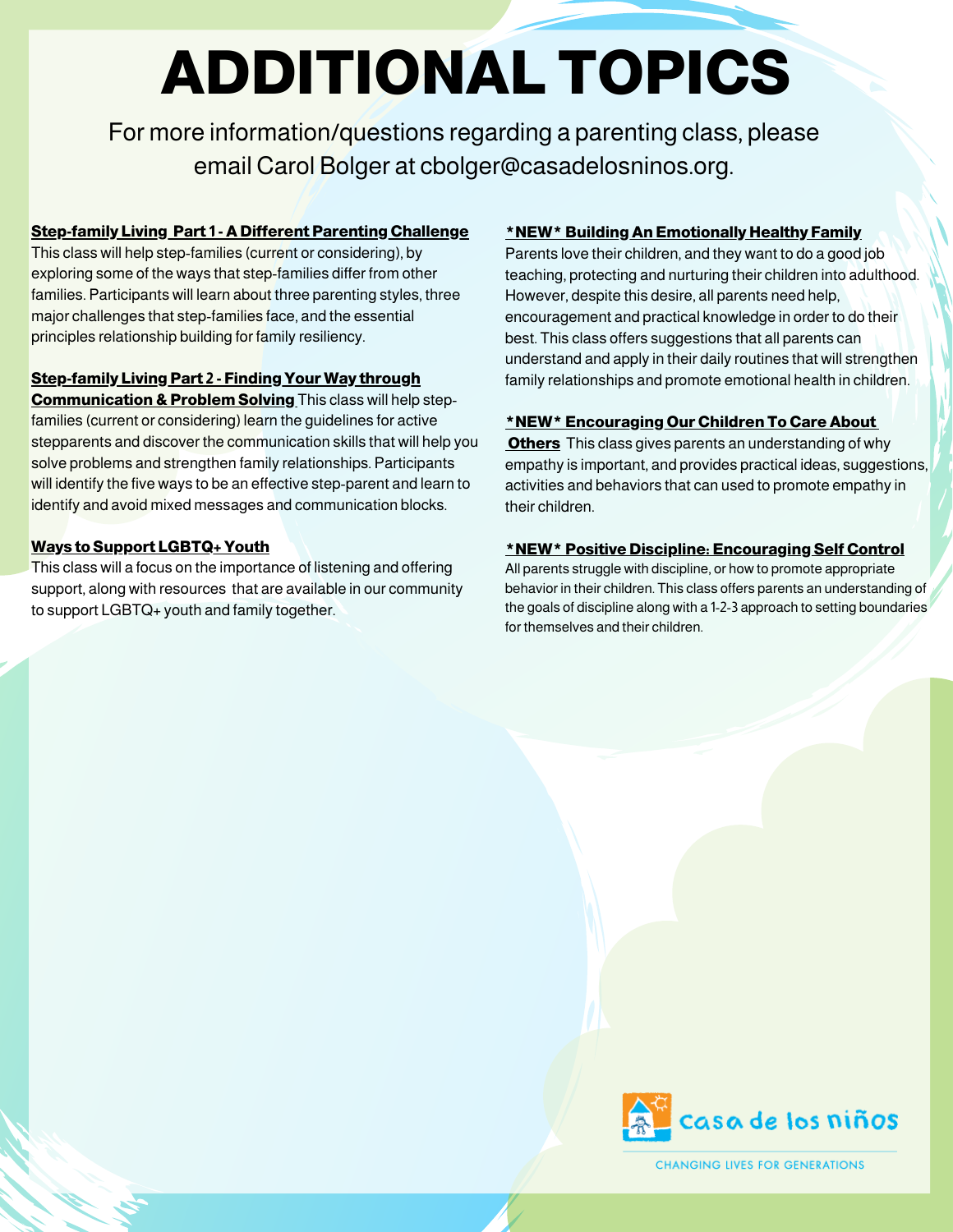# ADDITIONAL TOPICS

For more information/questions regarding a parenting class, please email Carol Bolger at cbolger@casadelosninos.org.

**Step-family Living Part 1 - A Different Parenting Challenge**
This class will help step-families (current or considering), by exploring some of the ways that step-families differ from other families. Participants will learn about three parenting styles, three major challenges that step-families face, and the essential principles relationship building for family resiliency.

**Step-family Living Part 2 - Finding Your Way through Communication & Problem Solving** This class will help step-families (current or considering) learn the guidelines for active stepparents and discover the communication skills that will help you solve problems and strengthen family relationships. Participants will identify the five ways to be an effective step-parent and learn to identify and avoid mixed messages and communication blocks.

**Ways to Support LGBTQ+ Youth**
This class will a focus on the importance of listening and offering support, along with resources that are available in our community to support LGBTQ+ youth and family together.

**\*NEW\* Building An Emotionally Healthy Family**
Parents love their children, and they want to do a good job teaching, protecting and nurturing their children into adulthood. However, despite this desire, all parents need help, encouragement and practical knowledge in order to do their best. This class offers suggestions that all parents can understand and apply in their daily routines that will strengthen family relationships and promote emotional health in children.

**\*NEW\* Encouraging Our Children To Care About Others** This class gives parents an understanding of why empathy is important, and provides practical ideas, suggestions, activities and behaviors that can used to promote empathy in their children.

**\*NEW\* Positive Discipline: Encouraging Self Control**
All parents struggle with discipline, or how to promote appropriate behavior in their children. This class offers parents an understanding of the goals of discipline along with a 1-2-3 approach to setting boundaries for themselves and their children.

casa de los niños

CHANGING LIVES FOR GENERATIONS